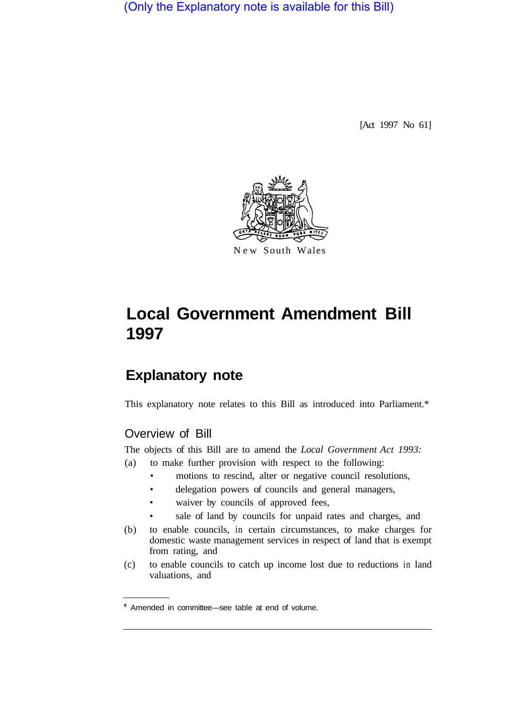(Only the Explanatory note is available for this Bill)

[Act 1997 No 61]

New South Wales

# Local Government Amendment Bill 1997

## Explanatory note

This explanatory note relates to this Bill as introduced into Parliament.*

### Overview of Bill

The objects of this Bill are to amend the *Local Government Act 1993:*

(a) to make further provision with respect to the following:
- motions to rescind, alter or negative council resolutions,
- delegation powers of councils and general managers,
- waiver by councils of approved fees,
- sale of land by councils for unpaid rates and charges, and

(b) to enable councils, in certain circumstances, to make charges for domestic waste management services in respect of land that is exempt from rating, and

(c) to enable councils to catch up income lost due to reductions in land valuations, and

* Amended in committee—see table at end of volume.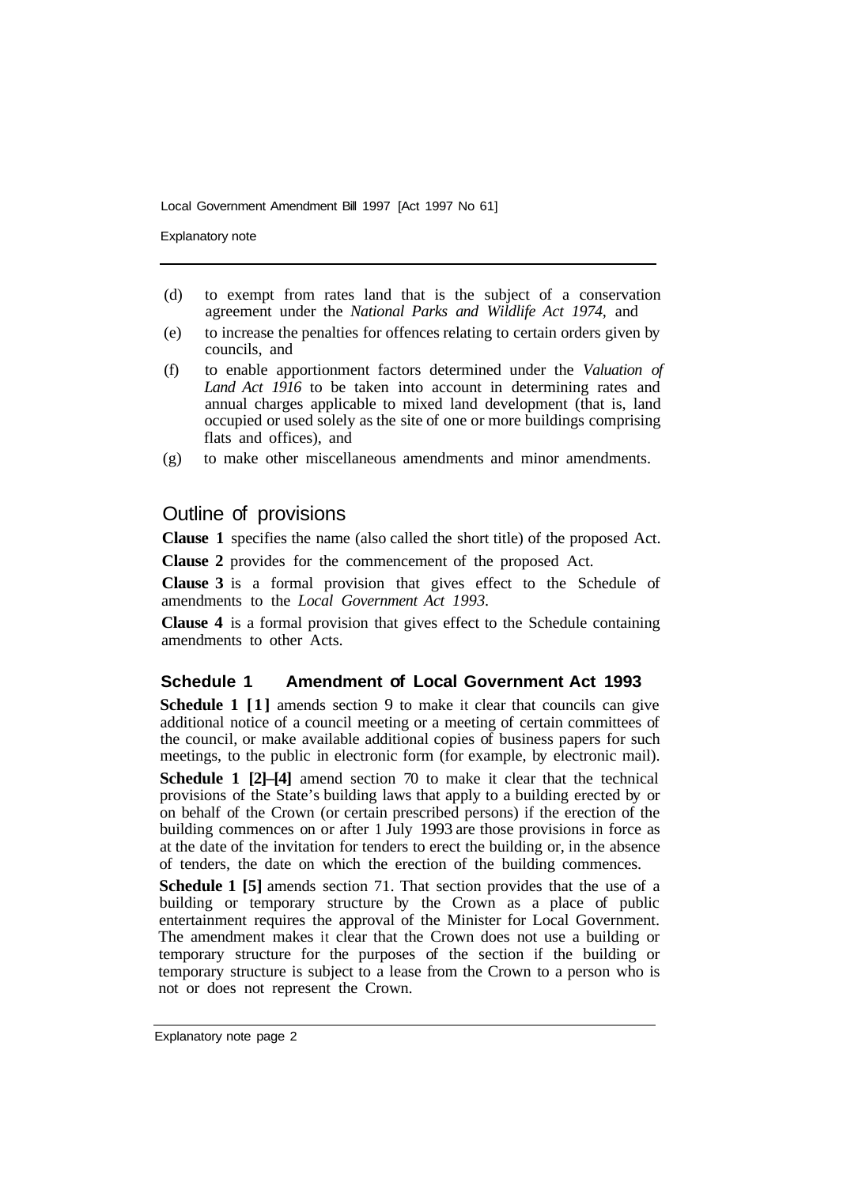(d) to exempt from rates land that is the subject of a conservation agreement under the *National Parks and Wildlife Act 1974,* and

(e) to increase the penalties for offences relating to certain orders given by councils, and

(f) to enable apportionment factors determined under the *Valuation of Land Act 1916* to be taken into account in determining rates and annual charges applicable to mixed land development (that is, land occupied or used solely as the site of one or more buildings comprising flats and offices), and

(g) to make other miscellaneous amendments and minor amendments.

## Outline of provisions

**Clause 1** specifies the name (also called the short title) of the proposed Act.

**Clause 2** provides for the commencement of the proposed Act.

**Clause 3** is a formal provision that gives effect to the Schedule of amendments to the *Local Government Act 1993*.

**Clause 4** is a formal provision that gives effect to the Schedule containing amendments to other Acts.

### Schedule 1 Amendment of Local Government Act 1993

**Schedule 1 [1]** amends section 9 to make it clear that councils can give additional notice of a council meeting or a meeting of certain committees of the council, or make available additional copies of business papers for such meetings, to the public in electronic form (for example, by electronic mail).

**Schedule 1 [2]–[4]** amend section 70 to make it clear that the technical provisions of the State's building laws that apply to a building erected by or on behalf of the Crown (or certain prescribed persons) if the erection of the building commences on or after 1 July 1993 are those provisions in force as at the date of the invitation for tenders to erect the building or, in the absence of tenders, the date on which the erection of the building commences.

**Schedule 1 [5]** amends section 71. That section provides that the use of a building or temporary structure by the Crown as a place of public entertainment requires the approval of the Minister for Local Government. The amendment makes it clear that the Crown does not use a building or temporary structure for the purposes of the section if the building or temporary structure is subject to a lease from the Crown to a person who is not or does not represent the Crown.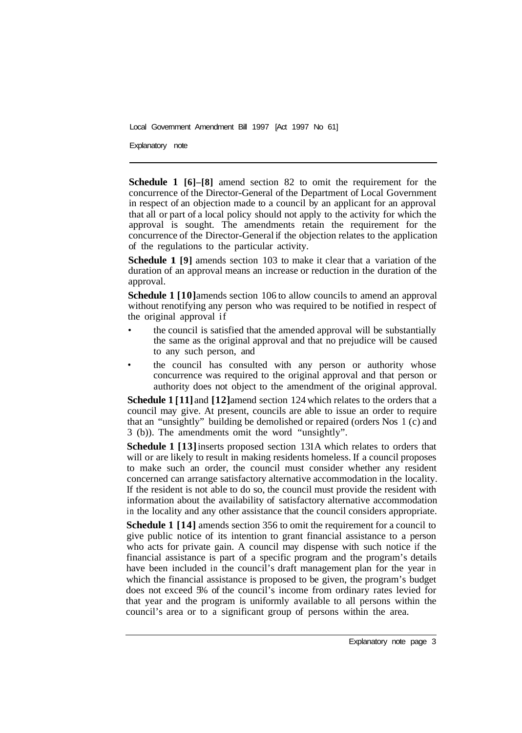**Schedule 1 [6]–[8]** amend section 82 to omit the requirement for the concurrence of the Director-General of the Department of Local Government in respect of an objection made to a council by an applicant for an approval that all or part of a local policy should not apply to the activity for which the approval is sought. The amendments retain the requirement for the concurrence of the Director-General if the objection relates to the application of the regulations to the particular activity.

**Schedule 1 [9]** amends section 103 to make it clear that a variation of the duration of an approval means an increase or reduction in the duration of the approval.

**Schedule 1 [10]** amends section 106 to allow councils to amend an approval without renotifying any person who was required to be notified in respect of the original approval if

- the council is satisfied that the amended approval will be substantially the same as the original approval and that no prejudice will be caused to any such person, and
- the council has consulted with any person or authority whose concurrence was required to the original approval and that person or authority does not object to the amendment of the original approval.

**Schedule 1 [11]** and **[12]** amend section 124 which relates to the orders that a council may give. At present, councils are able to issue an order to require that an "unsightly" building be demolished or repaired (orders Nos 1 (c) and 3 (b)). The amendments omit the word "unsightly".

**Schedule 1 [13]** inserts proposed section 131A which relates to orders that will or are likely to result in making residents homeless. If a council proposes to make such an order, the council must consider whether any resident concerned can arrange satisfactory alternative accommodation in the locality. If the resident is not able to do so, the council must provide the resident with information about the availability of satisfactory alternative accommodation in the locality and any other assistance that the council considers appropriate.

**Schedule 1 [14]** amends section 356 to omit the requirement for a council to give public notice of its intention to grant financial assistance to a person who acts for private gain. A council may dispense with such notice if the financial assistance is part of a specific program and the program's details have been included in the council's draft management plan for the year in which the financial assistance is proposed to be given, the program's budget does not exceed 5% of the council's income from ordinary rates levied for that year and the program is uniformly available to all persons within the council's area or to a significant group of persons within the area.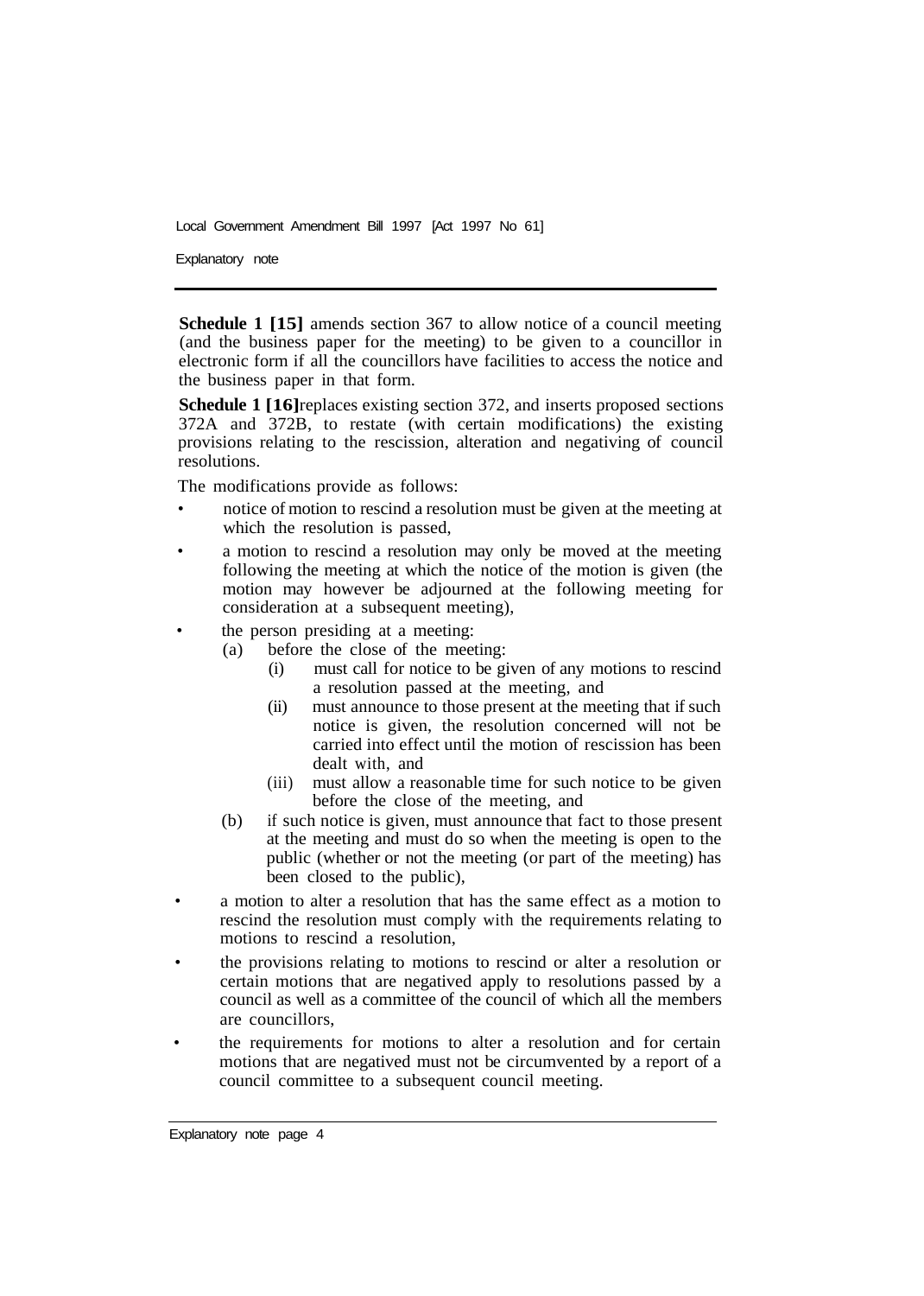**Schedule 1 [15]** amends section 367 to allow notice of a council meeting (and the business paper for the meeting) to be given to a councillor in electronic form if all the councillors have facilities to access the notice and the business paper in that form.

**Schedule 1 [16]** replaces existing section 372, and inserts proposed sections 372A and 372B, to restate (with certain modifications) the existing provisions relating to the rescission, alteration and negativing of council resolutions.

The modifications provide as follows:

- notice of motion to rescind a resolution must be given at the meeting at which the resolution is passed,
- a motion to rescind a resolution may only be moved at the meeting following the meeting at which the notice of the motion is given (the motion may however be adjourned at the following meeting for consideration at a subsequent meeting),
- the person presiding at a meeting:
  - (a) before the close of the meeting:
    - (i) must call for notice to be given of any motions to rescind a resolution passed at the meeting, and
    - (ii) must announce to those present at the meeting that if such notice is given, the resolution concerned will not be carried into effect until the motion of rescission has been dealt with, and
    - (iii) must allow a reasonable time for such notice to be given before the close of the meeting, and
  - (b) if such notice is given, must announce that fact to those present at the meeting and must do so when the meeting is open to the public (whether or not the meeting (or part of the meeting) has been closed to the public),
- a motion to alter a resolution that has the same effect as a motion to rescind the resolution must comply with the requirements relating to motions to rescind a resolution,
- the provisions relating to motions to rescind or alter a resolution or certain motions that are negatived apply to resolutions passed by a council as well as a committee of the council of which all the members are councillors,
- the requirements for motions to alter a resolution and for certain motions that are negatived must not be circumvented by a report of a council committee to a subsequent council meeting.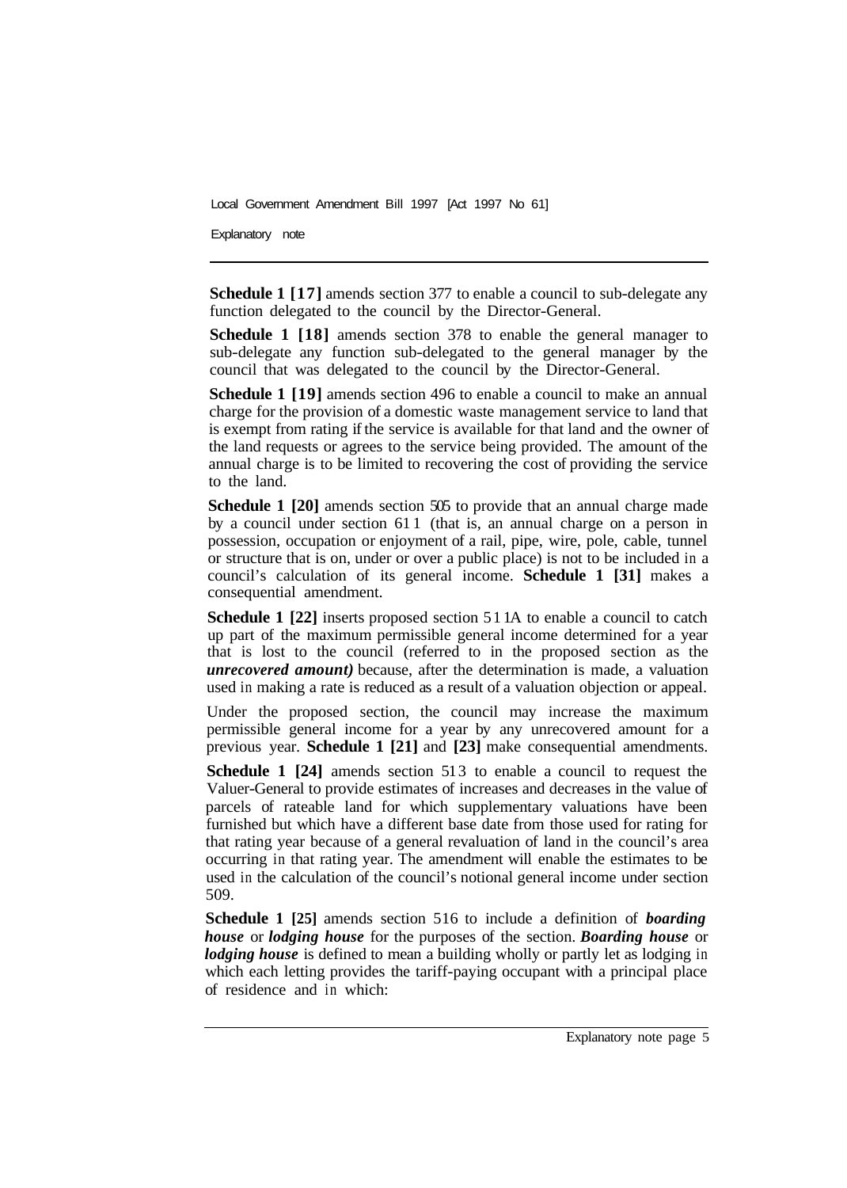**Schedule 1 [17]** amends section 377 to enable a council to sub-delegate any function delegated to the council by the Director-General.

**Schedule 1 [18]** amends section 378 to enable the general manager to sub-delegate any function sub-delegated to the general manager by the council that was delegated to the council by the Director-General.

**Schedule 1 [19]** amends section 496 to enable a council to make an annual charge for the provision of a domestic waste management service to land that is exempt from rating if the service is available for that land and the owner of the land requests or agrees to the service being provided. The amount of the annual charge is to be limited to recovering the cost of providing the service to the land.

**Schedule 1 [20]** amends section 505 to provide that an annual charge made by a council under section 611 (that is, an annual charge on a person in possession, occupation or enjoyment of a rail, pipe, wire, pole, cable, tunnel or structure that is on, under or over a public place) is not to be included in a council's calculation of its general income. **Schedule 1 [31]** makes a consequential amendment.

**Schedule 1 [22]** inserts proposed section 511A to enable a council to catch up part of the maximum permissible general income determined for a year that is lost to the council (referred to in the proposed section as the ***unrecovered amount)*** because, after the determination is made, a valuation used in making a rate is reduced as a result of a valuation objection or appeal.

Under the proposed section, the council may increase the maximum permissible general income for a year by any unrecovered amount for a previous year. **Schedule 1 [21]** and **[23]** make consequential amendments.

**Schedule 1 [24]** amends section 513 to enable a council to request the Valuer-General to provide estimates of increases and decreases in the value of parcels of rateable land for which supplementary valuations have been furnished but which have a different base date from those used for rating for that rating year because of a general revaluation of land in the council's area occurring in that rating year. The amendment will enable the estimates to be used in the calculation of the council's notional general income under section 509.

**Schedule 1 [25]** amends section 516 to include a definition of ***boarding house*** or ***lodging house*** for the purposes of the section. ***Boarding house*** or ***lodging house*** is defined to mean a building wholly or partly let as lodging in which each letting provides the tariff-paying occupant with a principal place of residence and in which: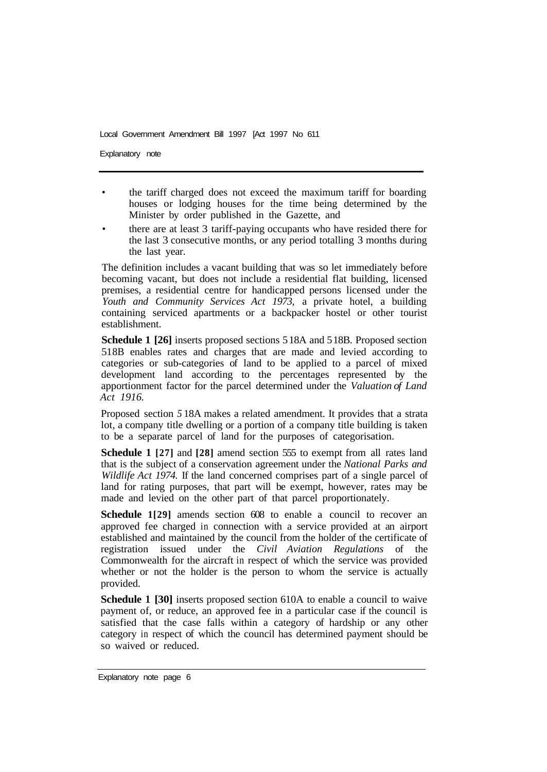- the tariff charged does not exceed the maximum tariff for boarding houses or lodging houses for the time being determined by the Minister by order published in the Gazette, and
- there are at least 3 tariff-paying occupants who have resided there for the last 3 consecutive months, or any period totalling 3 months during the last year.

The definition includes a vacant building that was so let immediately before becoming vacant, but does not include a residential flat building, licensed premises, a residential centre for handicapped persons licensed under the *Youth and Community Services Act 1973,* a private hotel, a building containing serviced apartments or a backpacker hostel or other tourist establishment.

**Schedule 1 [26]** inserts proposed sections 518A and 518B. Proposed section 518B enables rates and charges that are made and levied according to categories or sub-categories of land to be applied to a parcel of mixed development land according to the percentages represented by the apportionment factor for the parcel determined under the *Valuation of Land Act 1916.*

Proposed section 518A makes a related amendment. It provides that a strata lot, a company title dwelling or a portion of a company title building is taken to be a separate parcel of land for the purposes of categorisation.

**Schedule 1 [27]** and **[28]** amend section 555 to exempt from all rates land that is the subject of a conservation agreement under the *National Parks and Wildlife Act 1974.* If the land concerned comprises part of a single parcel of land for rating purposes, that part will be exempt, however, rates may be made and levied on the other part of that parcel proportionately.

**Schedule 1[29]** amends section 608 to enable a council to recover an approved fee charged in connection with a service provided at an airport established and maintained by the council from the holder of the certificate of registration issued under the *Civil Aviation Regulations* of the Commonwealth for the aircraft in respect of which the service was provided whether or not the holder is the person to whom the service is actually provided.

**Schedule 1 [30]** inserts proposed section 610A to enable a council to waive payment of, or reduce, an approved fee in a particular case if the council is satisfied that the case falls within a category of hardship or any other category in respect of which the council has determined payment should be so waived or reduced.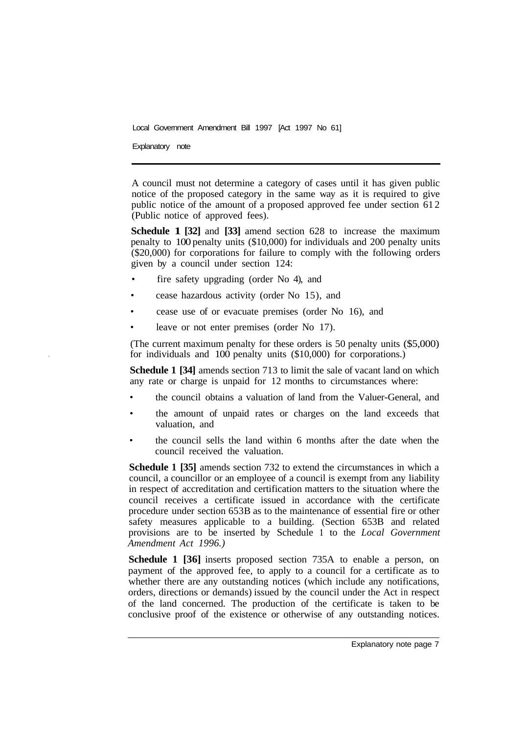A council must not determine a category of cases until it has given public notice of the proposed category in the same way as it is required to give public notice of the amount of a proposed approved fee under section 612 (Public notice of approved fees).

**Schedule 1 [32]** and **[33]** amend section 628 to increase the maximum penalty to 100 penalty units ($10,000) for individuals and 200 penalty units ($20,000) for corporations for failure to comply with the following orders given by a council under section 124:

- fire safety upgrading (order No 4), and
- cease hazardous activity (order No 15), and
- cease use of or evacuate premises (order No 16), and
- leave or not enter premises (order No 17).

(The current maximum penalty for these orders is 50 penalty units ($5,000) for individuals and 100 penalty units ($10,000) for corporations.)

**Schedule 1 [34]** amends section 713 to limit the sale of vacant land on which any rate or charge is unpaid for 12 months to circumstances where:

- the council obtains a valuation of land from the Valuer-General, and
- the amount of unpaid rates or charges on the land exceeds that valuation, and
- the council sells the land within 6 months after the date when the council received the valuation.

**Schedule 1 [35]** amends section 732 to extend the circumstances in which a council, a councillor or an employee of a council is exempt from any liability in respect of accreditation and certification matters to the situation where the council receives a certificate issued in accordance with the certificate procedure under section 653B as to the maintenance of essential fire or other safety measures applicable to a building. (Section 653B and related provisions are to be inserted by Schedule 1 to the *Local Government Amendment Act 1996.)*

**Schedule 1 [36]** inserts proposed section 735A to enable a person, on payment of the approved fee, to apply to a council for a certificate as to whether there are any outstanding notices (which include any notifications, orders, directions or demands) issued by the council under the Act in respect of the land concerned. The production of the certificate is taken to be conclusive proof of the existence or otherwise of any outstanding notices.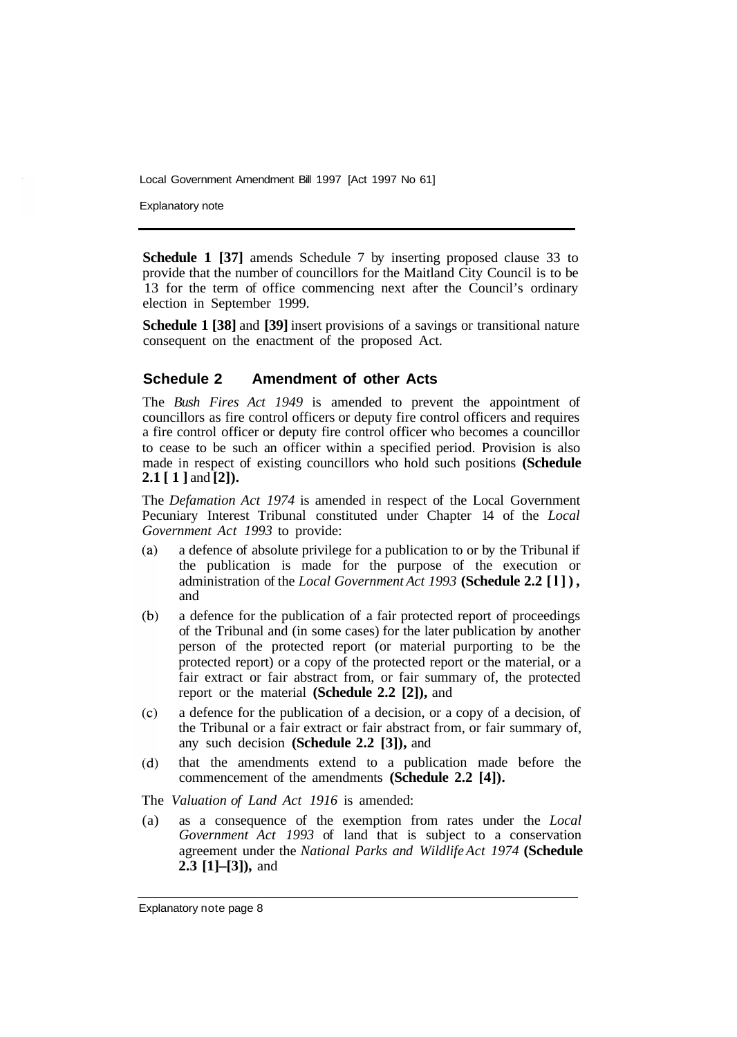**Schedule 1 [37]** amends Schedule 7 by inserting proposed clause 33 to provide that the number of councillors for the Maitland City Council is to be 13 for the term of office commencing next after the Council's ordinary election in September 1999.

**Schedule 1 [38]** and **[39]** insert provisions of a savings or transitional nature consequent on the enactment of the proposed Act.

## Schedule 2 Amendment of other Acts

The *Bush Fires Act 1949* is amended to prevent the appointment of councillors as fire control officers or deputy fire control officers and requires a fire control officer or deputy fire control officer who becomes a councillor to cease to be such an officer within a specified period. Provision is also made in respect of existing councillors who hold such positions **(Schedule 2.1 [1]** and **[2]).**

The *Defamation Act 1974* is amended in respect of the Local Government Pecuniary Interest Tribunal constituted under Chapter 14 of the *Local Government Act 1993* to provide:

(a) a defence of absolute privilege for a publication to or by the Tribunal if the publication is made for the purpose of the execution or administration of the *Local Government Act 1993* **(Schedule 2.2 [1]),** and

(b) a defence for the publication of a fair protected report of proceedings of the Tribunal and (in some cases) for the later publication by another person of the protected report (or material purporting to be the protected report) or a copy of the protected report or the material, or a fair extract or fair abstract from, or fair summary of, the protected report or the material **(Schedule 2.2 [2]),** and

(c) a defence for the publication of a decision, or a copy of a decision, of the Tribunal or a fair extract or fair abstract from, or fair summary of, any such decision **(Schedule 2.2 [3]),** and

(d) that the amendments extend to a publication made before the commencement of the amendments **(Schedule 2.2 [4]).**

The *Valuation of Land Act 1916* is amended:

(a) as a consequence of the exemption from rates under the *Local Government Act 1993* of land that is subject to a conservation agreement under the *National Parks and Wildlife Act 1974* **(Schedule 2.3 [1]–[3]),** and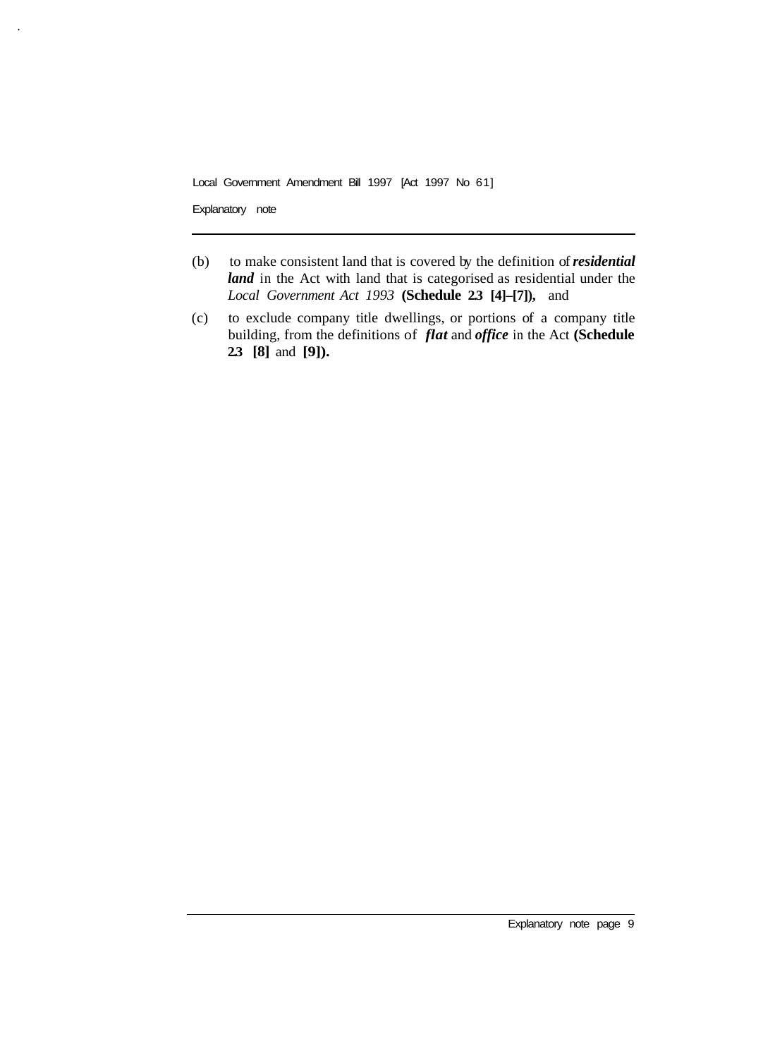(b) to make consistent land that is covered by the definition of ***residential land*** in the Act with land that is categorised as residential under the *Local Government Act 1993* **(Schedule 2.3 [4]–[7]),** and

(c) to exclude company title dwellings, or portions of a company title building, from the definitions of ***flat*** and ***office*** in the Act **(Schedule 2.3 [8]** and **[9]).**